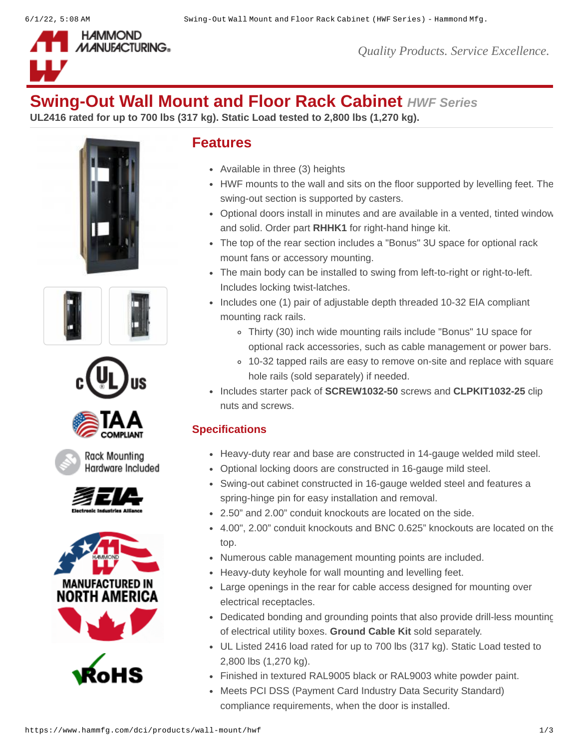# Swing-Out Wall Mount and Floor Rack Cabinet *HWF Series*

**UL2416 rated for up to 700 lbs (317 kg). Static Load tested to 2,800 lbs (1,270 kg).**

## Features

- Available in three (3) heights
- HWF mounts to the wall and sits on the floor supported by levelling feet. The swing-out section is supported by casters.
- Optional doors install in minutes and are available in a vented, tinted window and solid. Order part **RHHK1** for right-hand hinge kit.
- The top of the rear section includes a "Bonus" 3U space for optional rack mount fans or accessory mounting.
- The main body can be installed to swing from left-to-right or right-to-left. Includes locking twist-latches.
- Includes one (1) pair of adjustable depth threaded 10-32 EIA compliant mounting rack rails.
  - Thirty (30) inch wide mounting rails include "Bonus" 1U space for optional rack accessories, such as cable management or power bars.
  - 10-32 tapped rails are easy to remove on-site and replace with square hole rails (sold separately) if needed.
- Includes starter pack of **SCREW1032-50** screws and **CLPKIT1032-25** clip nuts and screws.

### Specifications

- Heavy-duty rear and base are constructed in 14-gauge welded mild steel.
- Optional locking doors are constructed in 16-gauge mild steel.
- Swing-out cabinet constructed in 16-gauge welded steel and features a spring-hinge pin for easy installation and removal.
- 2.50" and 2.00" conduit knockouts are located on the side.
- 4.00", 2.00" conduit knockouts and BNC 0.625" knockouts are located on the top.
- Numerous cable management mounting points are included.
- Heavy-duty keyhole for wall mounting and levelling feet.
- Large openings in the rear for cable access designed for mounting over electrical receptacles.
- Dedicated bonding and grounding points that also provide drill-less mounting of electrical utility boxes. **Ground Cable Kit** sold separately.
- UL Listed 2416 load rated for up to 700 lbs (317 kg). Static Load tested to 2,800 lbs (1,270 kg).
- Finished in textured RAL9005 black or RAL9003 white powder paint.
- Meets PCI DSS (Payment Card Industry Data Security Standard) compliance requirements, when the door is installed.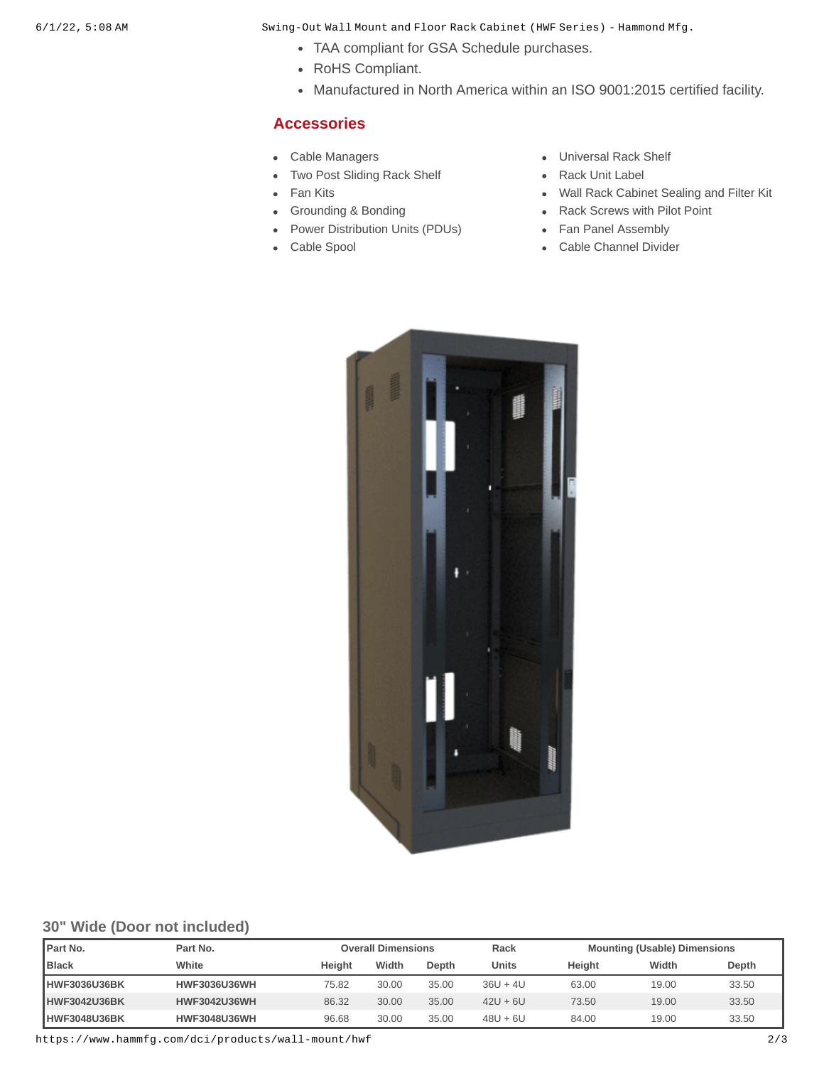- TAA compliant for GSA Schedule purchases.
- RoHS Compliant.
- Manufactured in North America within an ISO 9001:2015 certified facility.

## Accessories

- Cable Managers
- Two Post Sliding Rack Shelf
- Fan Kits
- Grounding & Bonding
- Power Distribution Units (PDUs)
- Cable Spool
- Universal Rack Shelf
- Rack Unit Label
- Wall Rack Cabinet Sealing and Filter Kit
- Rack Screws with Pilot Point
- Fan Panel Assembly
- Cable Channel Divider

### 30" Wide (Door not included)

| Part No. | Part No. | Overall Dimensions | | | Rack | Mounting (Usable) Dimensions | | |
|---|---|---|---|---|---|---|---|---|
| **Black** | **White** | **Height** | **Width** | **Depth** | **Units** | **Height** | **Width** | **Depth** |
| **HWF3036U36BK** | **HWF3036U36WH** | 75.82 | 30.00 | 35.00 | 36U + 4U | 63.00 | 19.00 | 33.50 |
| **HWF3042U36BK** | **HWF3042U36WH** | 86.32 | 30.00 | 35.00 | 42U + 6U | 73.50 | 19.00 | 33.50 |
| **HWF3048U36BK** | **HWF3048U36WH** | 96.68 | 30.00 | 35.00 | 48U + 6U | 84.00 | 19.00 | 33.50 |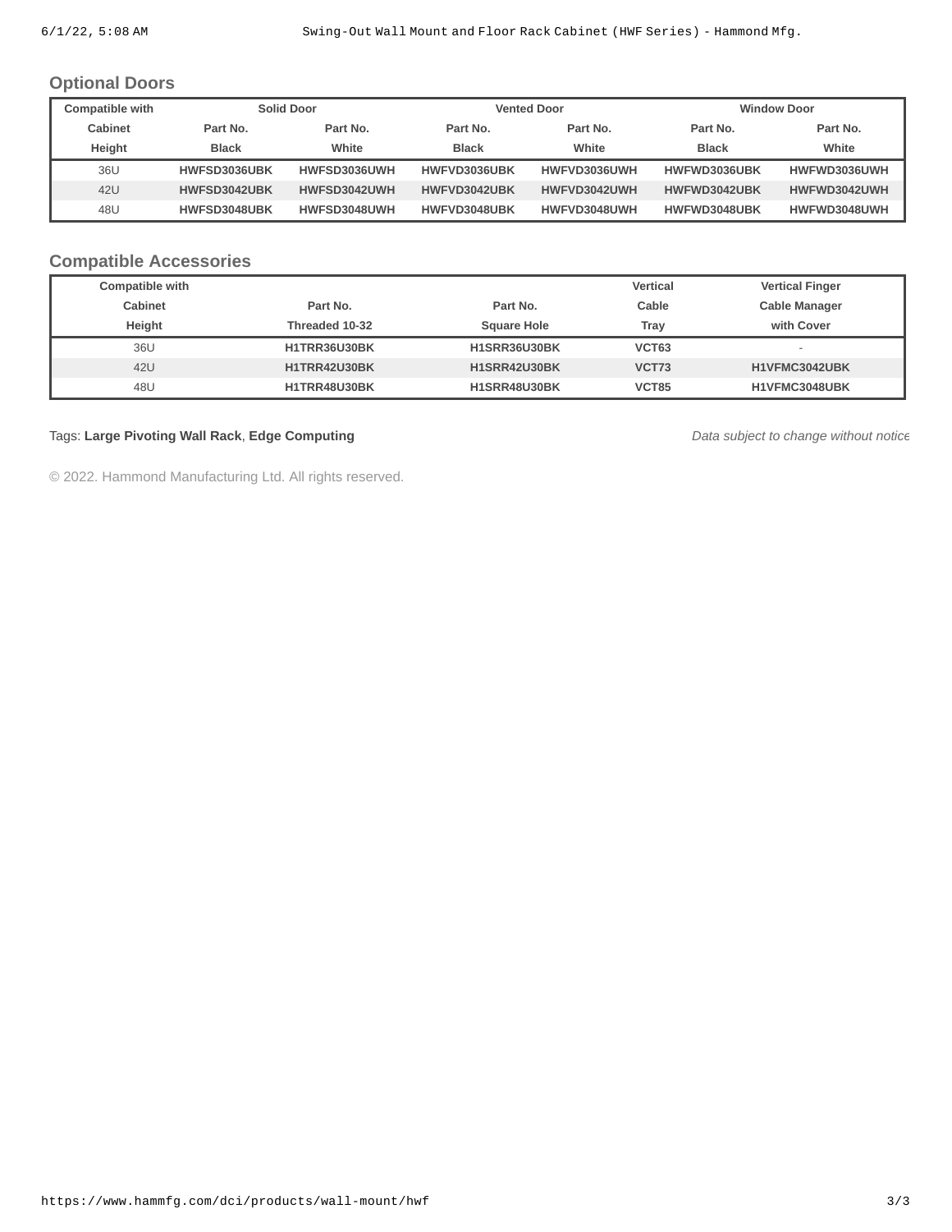## Optional Doors

| Compatible with Cabinet Height | Solid Door | | Vented Door | | Window Door | |
|---|---|---|---|---|---|---|
| | Part No. Black | Part No. White | Part No. Black | Part No. White | Part No. Black | Part No. White |
| 36U | **HWFSD3036UBK** | **HWFSD3036UWH** | **HWFVD3036UBK** | **HWFVD3036UWH** | **HWFWD3036UBK** | **HWFWD3036UWH** |
| 42U | **HWFSD3042UBK** | **HWFSD3042UWH** | **HWFVD3042UBK** | **HWFVD3042UWH** | **HWFWD3042UBK** | **HWFWD3042UWH** |
| 48U | **HWFSD3048UBK** | **HWFSD3048UWH** | **HWFVD3048UBK** | **HWFVD3048UWH** | **HWFWD3048UBK** | **HWFWD3048UWH** |

## Compatible Accessories

| Compatible with Cabinet Height | Part No. Threaded 10-32 | Part No. Square Hole | Vertical Cable Tray | Vertical Finger Cable Manager with Cover |
|---|---|---|---|---|
| 36U | **H1TRR36U30BK** | **H1SRR36U30BK** | **VCT63** | - |
| 42U | **H1TRR42U30BK** | **H1SRR42U30BK** | **VCT73** | **H1VFMC3042UBK** |
| 48U | **H1TRR48U30BK** | **H1SRR48U30BK** | **VCT85** | **H1VFMC3048UBK** |

Tags: **Large Pivoting Wall Rack**, **Edge Computing**

*Data subject to change without notice*

© 2022. Hammond Manufacturing Ltd. All rights reserved.